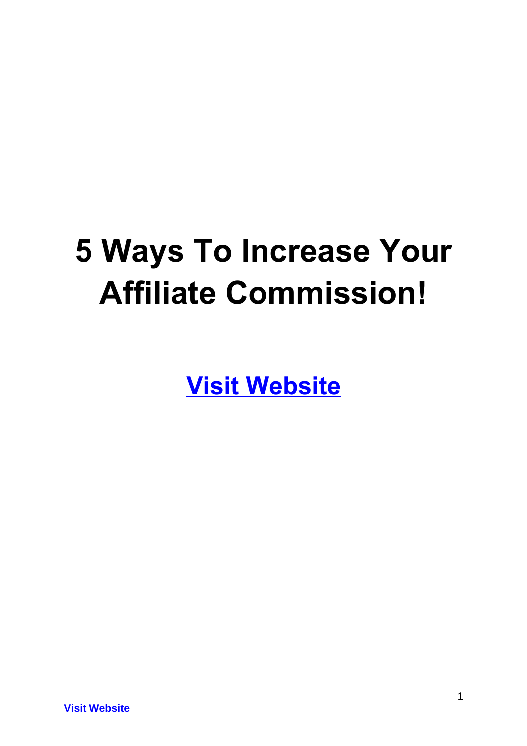# 5 Ways To Increase Your Affiliate Commission!

**Visit Website**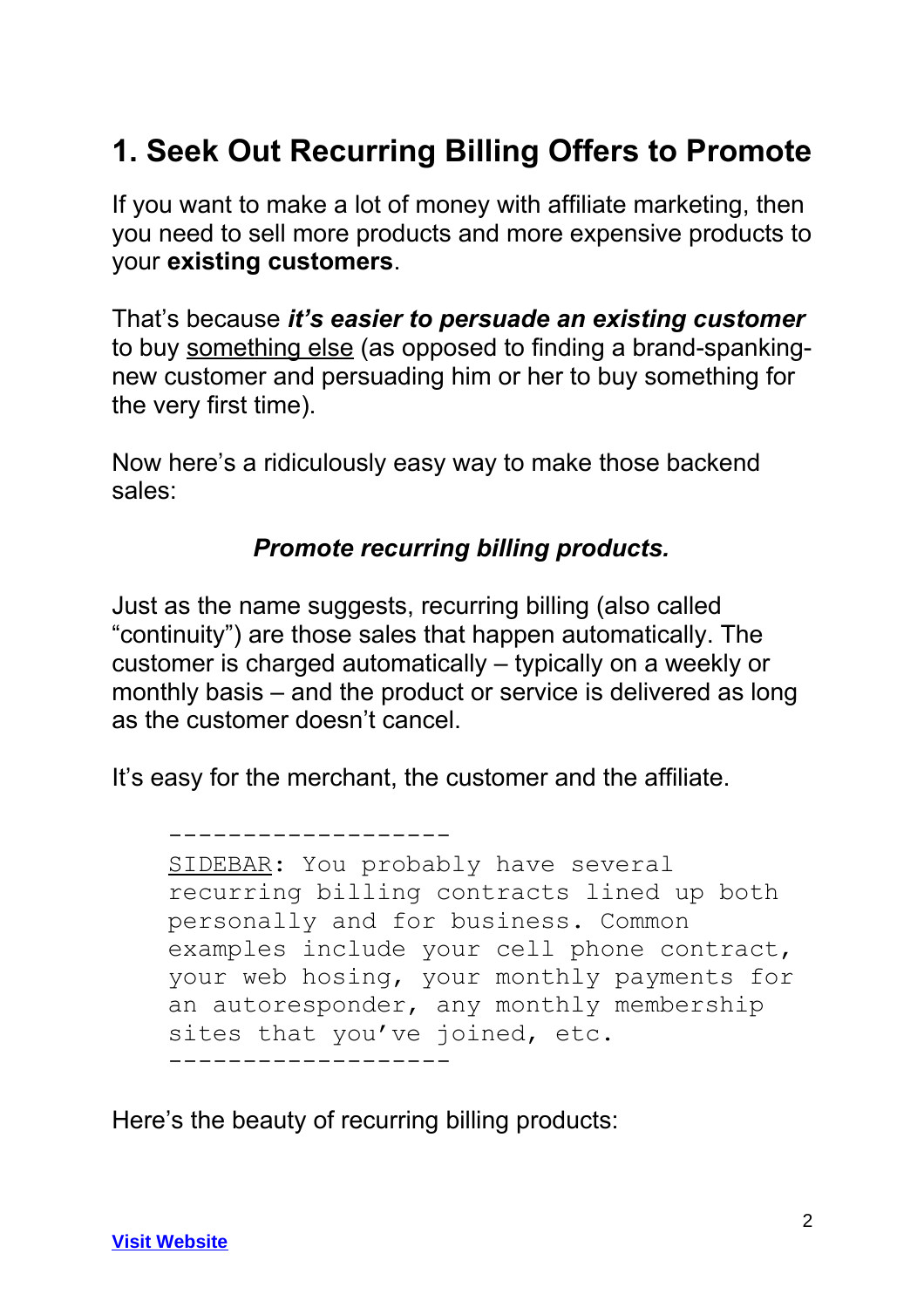## 1. Seek Out Recurring Billing Offers to Promote

If you want to make a lot of money with affiliate marketing, then you need to sell more products and more expensive products to your **existing customers**.

That's because ***it's easier to persuade an existing customer*** to buy <u>something else</u> (as opposed to finding a brand-spanking-new customer and persuading him or her to buy something for the very first time).

Now here's a ridiculously easy way to make those backend sales:

***Promote recurring billing products.***

Just as the name suggests, recurring billing (also called "continuity") are those sales that happen automatically. The customer is charged automatically – typically on a weekly or monthly basis – and the product or service is delivered as long as the customer doesn't cancel.

It's easy for the merchant, the customer and the affiliate.

```
-------------------
SIDEBAR: You probably have several
recurring billing contracts lined up both
personally and for business. Common
examples include your cell phone contract,
your web hosing, your monthly payments for
an autoresponder, any monthly membership
sites that you've joined, etc.
-------------------
```

Here's the beauty of recurring billing products:

[Visit Website]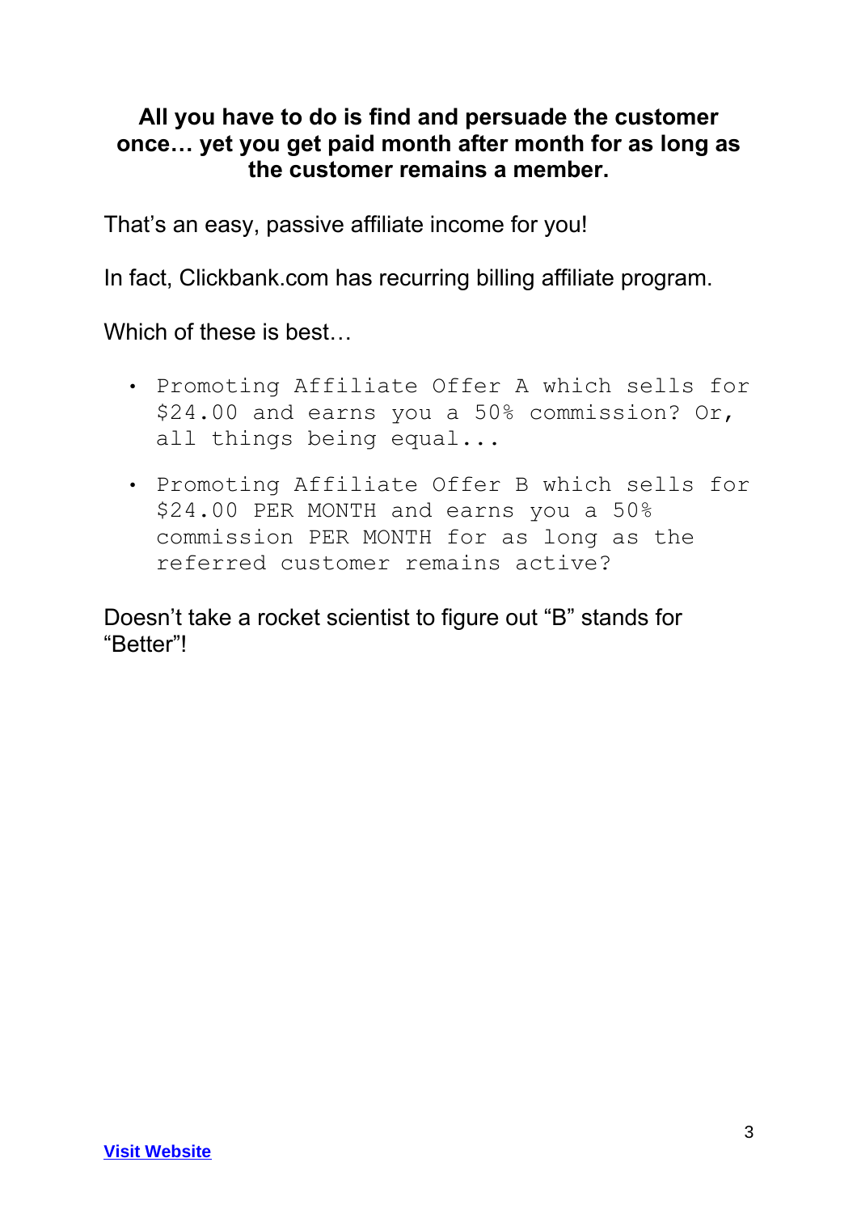**All you have to do is find and persuade the customer once… yet you get paid month after month for as long as the customer remains a member.**

That's an easy, passive affiliate income for you!

In fact, Clickbank.com has recurring billing affiliate program.

Which of these is best…

- Promoting Affiliate Offer A which sells for $24.00 and earns you a 50% commission? Or, all things being equal...
- Promoting Affiliate Offer B which sells for $24.00 PER MONTH and earns you a 50% commission PER MONTH for as long as the referred customer remains active?

Doesn't take a rocket scientist to figure out "B" stands for "Better"!

**Visit Website**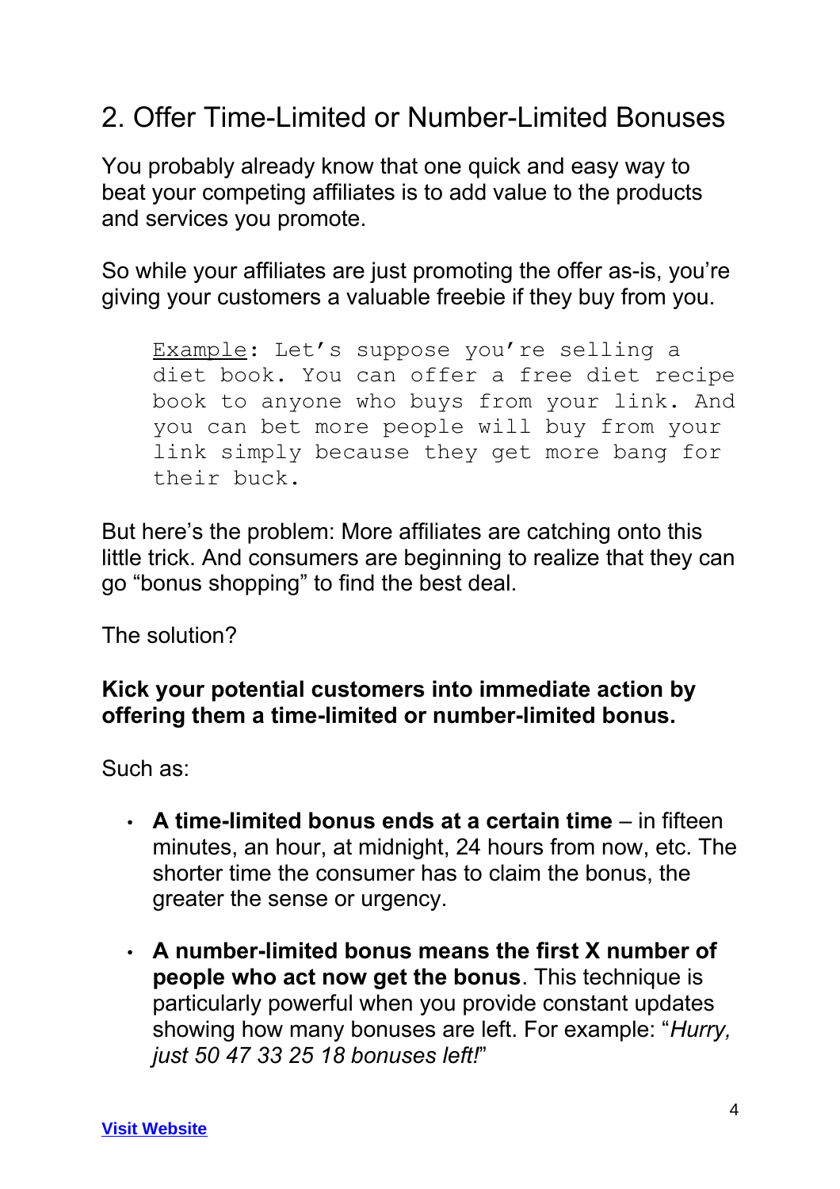## 2. Offer Time-Limited or Number-Limited Bonuses

You probably already know that one quick and easy way to beat your competing affiliates is to add value to the products and services you promote.

So while your affiliates are just promoting the offer as-is, you're giving your customers a valuable freebie if they buy from you.

> Example: Let's suppose you're selling a diet book. You can offer a free diet recipe book to anyone who buys from your link. And you can bet more people will buy from your link simply because they get more bang for their buck.

But here's the problem: More affiliates are catching onto this little trick. And consumers are beginning to realize that they can go "bonus shopping" to find the best deal.

The solution?

**Kick your potential customers into immediate action by offering them a time-limited or number-limited bonus.**

Such as:

- **A time-limited bonus ends at a certain time** – in fifteen minutes, an hour, at midnight, 24 hours from now, etc. The shorter time the consumer has to claim the bonus, the greater the sense or urgency.
- **A number-limited bonus means the first X number of people who act now get the bonus**. This technique is particularly powerful when you provide constant updates showing how many bonuses are left. For example: "*Hurry, just 50 47 33 25 18 bonuses left!*"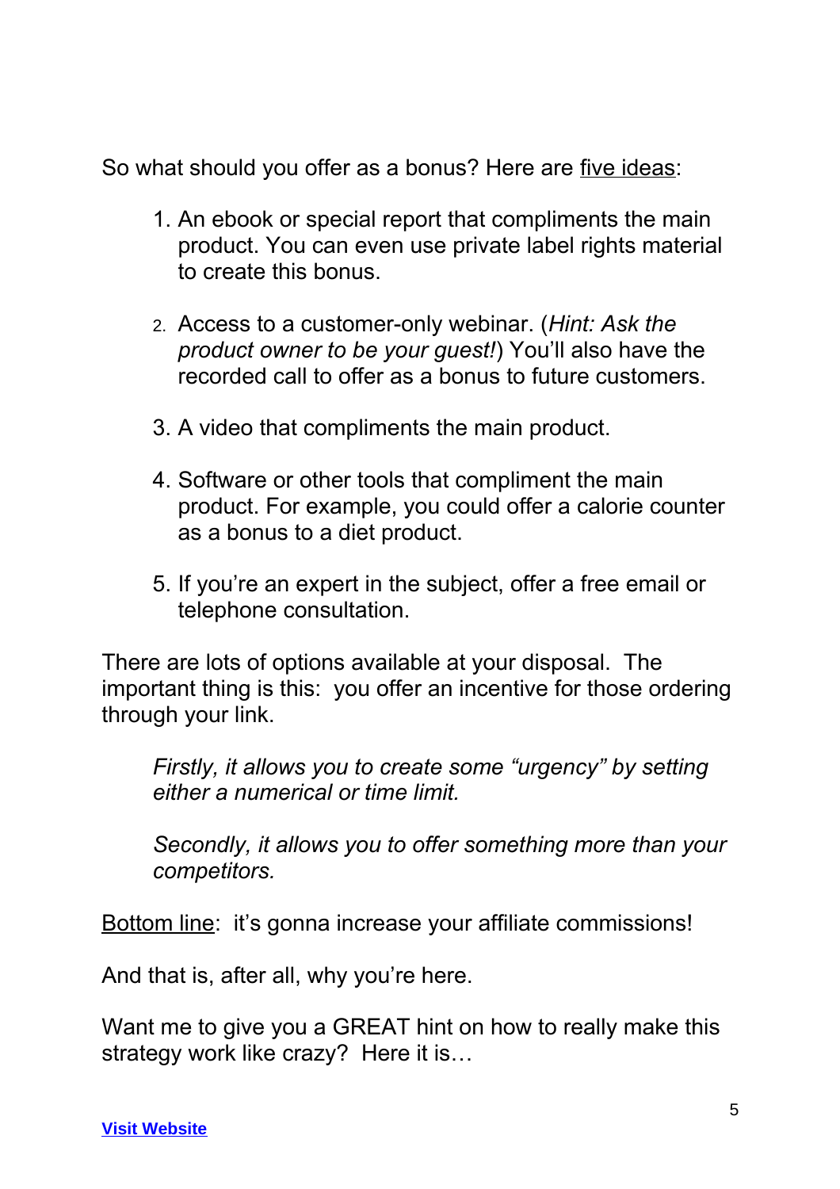So what should you offer as a bonus? Here are <u>five ideas</u>:

1. An ebook or special report that compliments the main product. You can even use private label rights material to create this bonus.

2. Access to a customer-only webinar. (*Hint: Ask the product owner to be your guest!*) You'll also have the recorded call to offer as a bonus to future customers.

3. A video that compliments the main product.

4. Software or other tools that compliment the main product. For example, you could offer a calorie counter as a bonus to a diet product.

5. If you're an expert in the subject, offer a free email or telephone consultation.

There are lots of options available at your disposal. The important thing is this: you offer an incentive for those ordering through your link.

> *Firstly, it allows you to create some "urgency" by setting either a numerical or time limit.*
>
> *Secondly, it allows you to offer something more than your competitors.*

<u>Bottom line</u>: it's gonna increase your affiliate commissions!

And that is, after all, why you're here.

Want me to give you a GREAT hint on how to really make this strategy work like crazy? Here it is…

**Visit Website**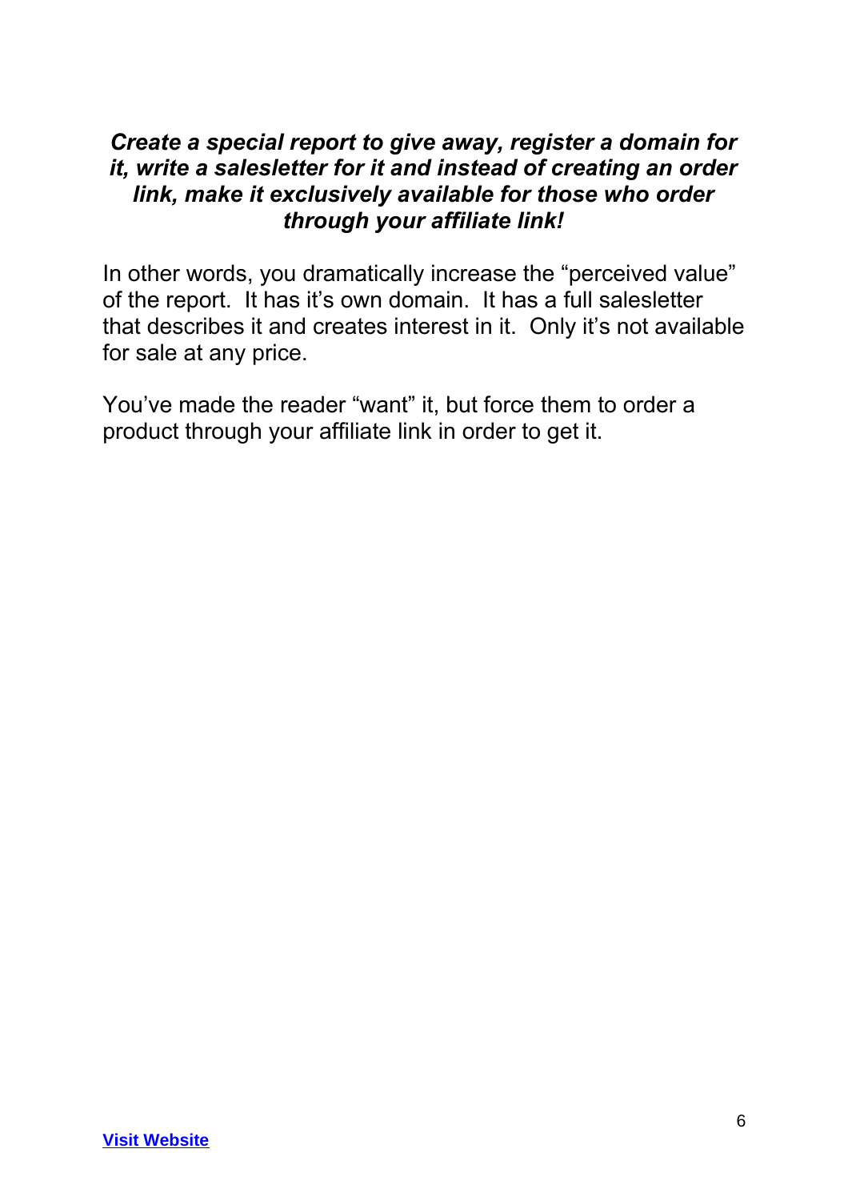***Create a special report to give away, register a domain for it, write a salesletter for it and instead of creating an order link, make it exclusively available for those who order through your affiliate link!***

In other words, you dramatically increase the "perceived value" of the report. It has it's own domain. It has a full salesletter that describes it and creates interest in it. Only it's not available for sale at any price.

You've made the reader "want" it, but force them to order a product through your affiliate link in order to get it.

**Visit Website**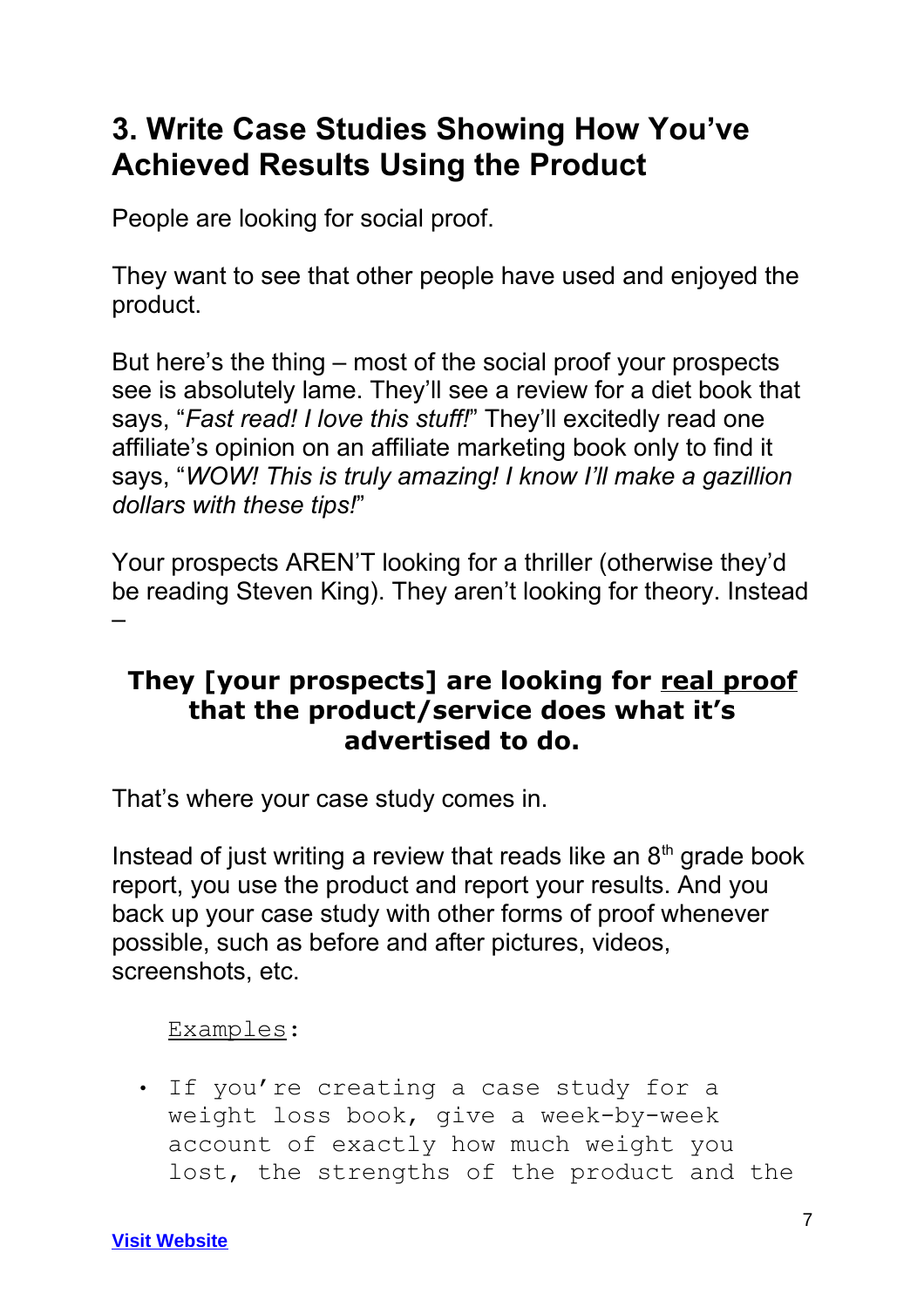## 3. Write Case Studies Showing How You've Achieved Results Using the Product

People are looking for social proof.

They want to see that other people have used and enjoyed the product.

But here's the thing – most of the social proof your prospects see is absolutely lame. They'll see a review for a diet book that says, "*Fast read! I love this stuff!*" They'll excitedly read one affiliate's opinion on an affiliate marketing book only to find it says, "*WOW! This is truly amazing! I know I'll make a gazillion dollars with these tips!*"

Your prospects AREN'T looking for a thriller (otherwise they'd be reading Steven King). They aren't looking for theory. Instead –

**They [your prospects] are looking for <u>real proof</u> that the product/service does what it's advertised to do.**

That's where your case study comes in.

Instead of just writing a review that reads like an 8th grade book report, you use the product and report your results. And you back up your case study with other forms of proof whenever possible, such as before and after pictures, videos, screenshots, etc.

<u>Examples</u>:

- If you're creating a case study for a weight loss book, give a week-by-week account of exactly how much weight you lost, the strengths of the product and the

[Visit Website]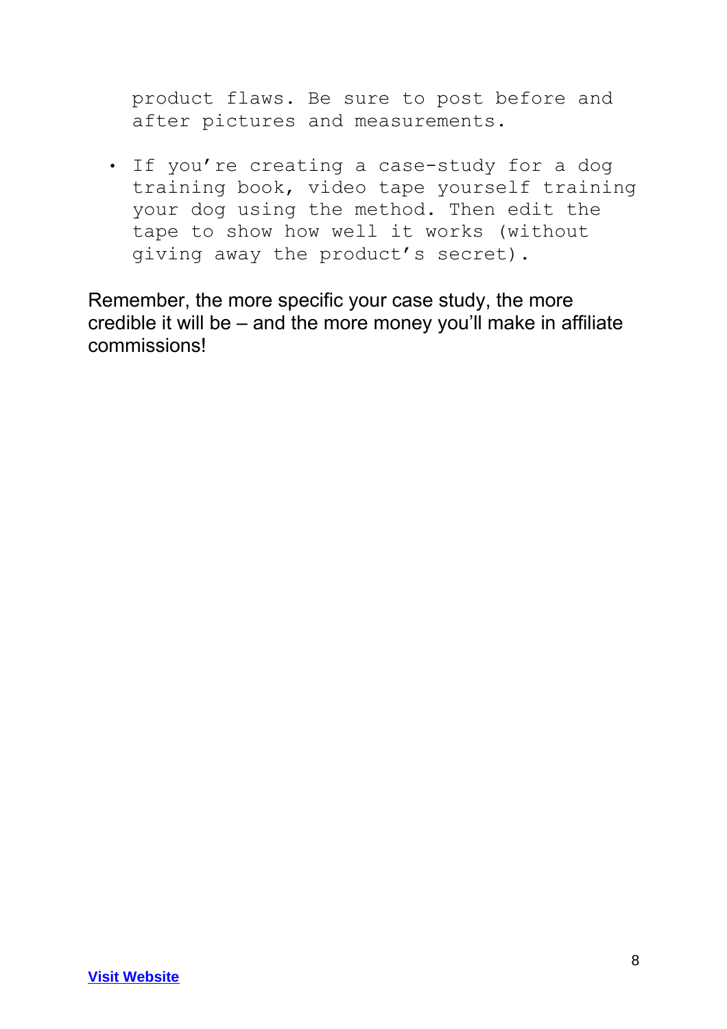product flaws. Be sure to post before and after pictures and measurements.

- If you're creating a case-study for a dog training book, video tape yourself training your dog using the method. Then edit the tape to show how well it works (without giving away the product's secret).

Remember, the more specific your case study, the more credible it will be – and the more money you'll make in affiliate commissions!

**Visit Website**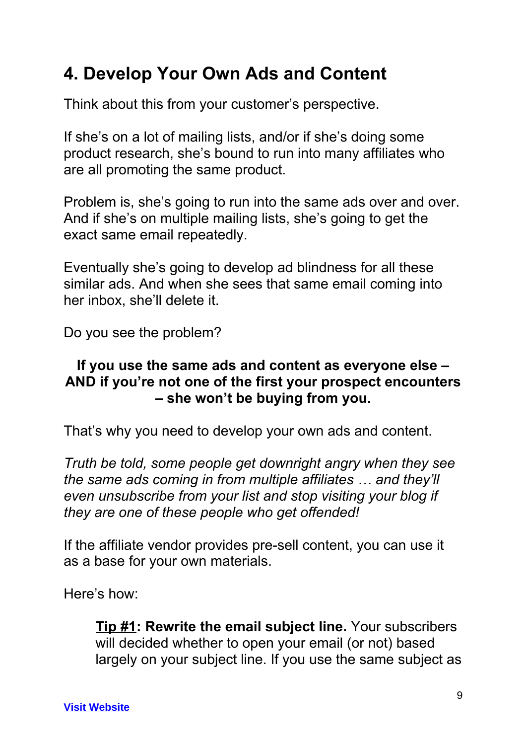## 4. Develop Your Own Ads and Content

Think about this from your customer's perspective.

If she's on a lot of mailing lists, and/or if she's doing some product research, she's bound to run into many affiliates who are all promoting the same product.

Problem is, she's going to run into the same ads over and over. And if she's on multiple mailing lists, she's going to get the exact same email repeatedly.

Eventually she's going to develop ad blindness for all these similar ads. And when she sees that same email coming into her inbox, she'll delete it.

Do you see the problem?

**If you use the same ads and content as everyone else – AND if you're not one of the first your prospect encounters – she won't be buying from you.**

That's why you need to develop your own ads and content.

*Truth be told, some people get downright angry when they see the same ads coming in from multiple affiliates … and they'll even unsubscribe from your list and stop visiting your blog if they are one of these people who get offended!*

If the affiliate vendor provides pre-sell content, you can use it as a base for your own materials.

Here's how:

> **Tip #1: Rewrite the email subject line.** Your subscribers will decided whether to open your email (or not) based largely on your subject line. If you use the same subject as

[Visit Website]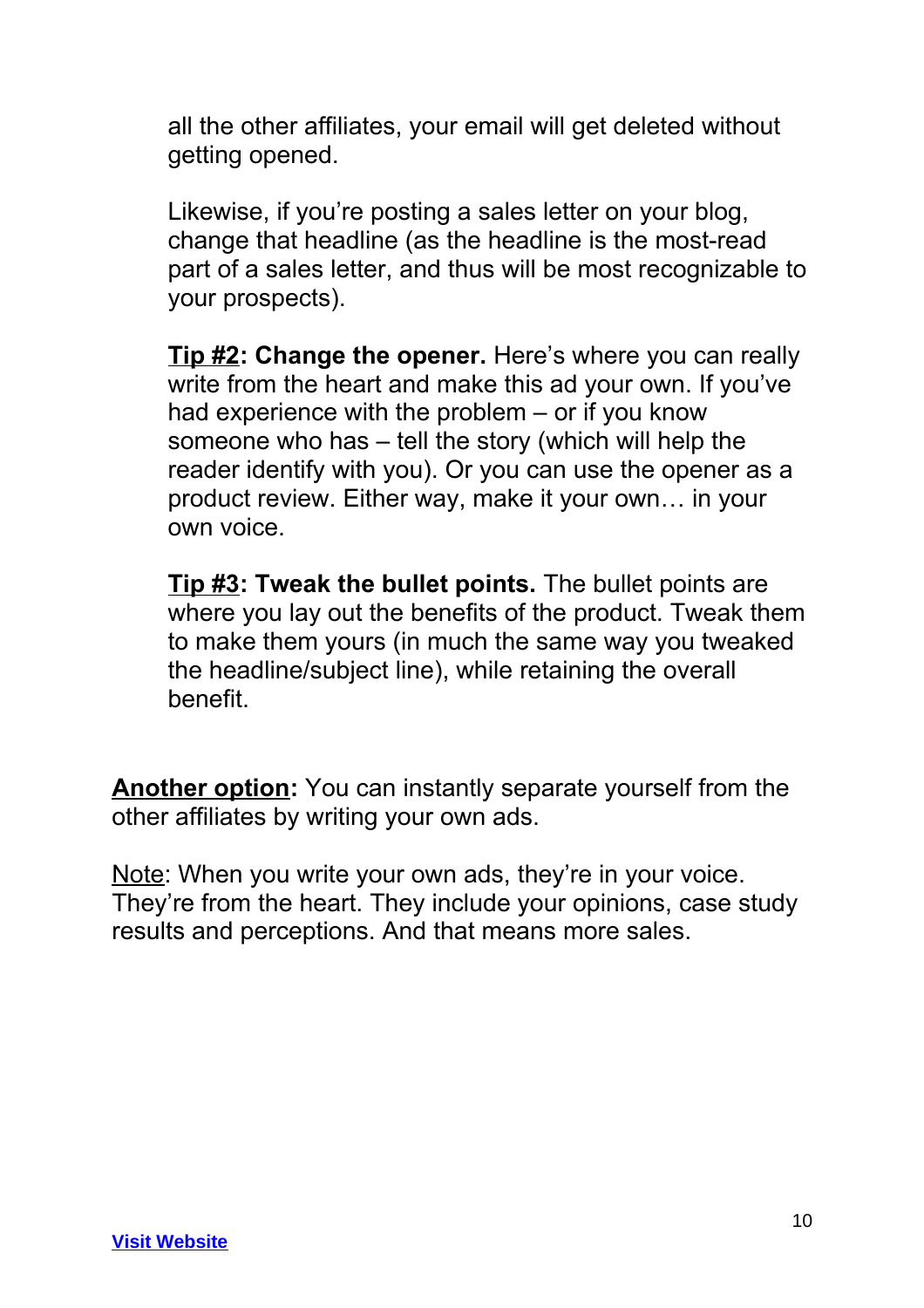all the other affiliates, your email will get deleted without getting opened.

Likewise, if you're posting a sales letter on your blog, change that headline (as the headline is the most-read part of a sales letter, and thus will be most recognizable to your prospects).

**Tip #2: Change the opener.** Here's where you can really write from the heart and make this ad your own. If you've had experience with the problem – or if you know someone who has – tell the story (which will help the reader identify with you). Or you can use the opener as a product review. Either way, make it your own… in your own voice.

**Tip #3: Tweak the bullet points.** The bullet points are where you lay out the benefits of the product. Tweak them to make them yours (in much the same way you tweaked the headline/subject line), while retaining the overall benefit.

**Another option:** You can instantly separate yourself from the other affiliates by writing your own ads.

Note: When you write your own ads, they're in your voice. They're from the heart. They include your opinions, case study results and perceptions. And that means more sales.

**Visit Website**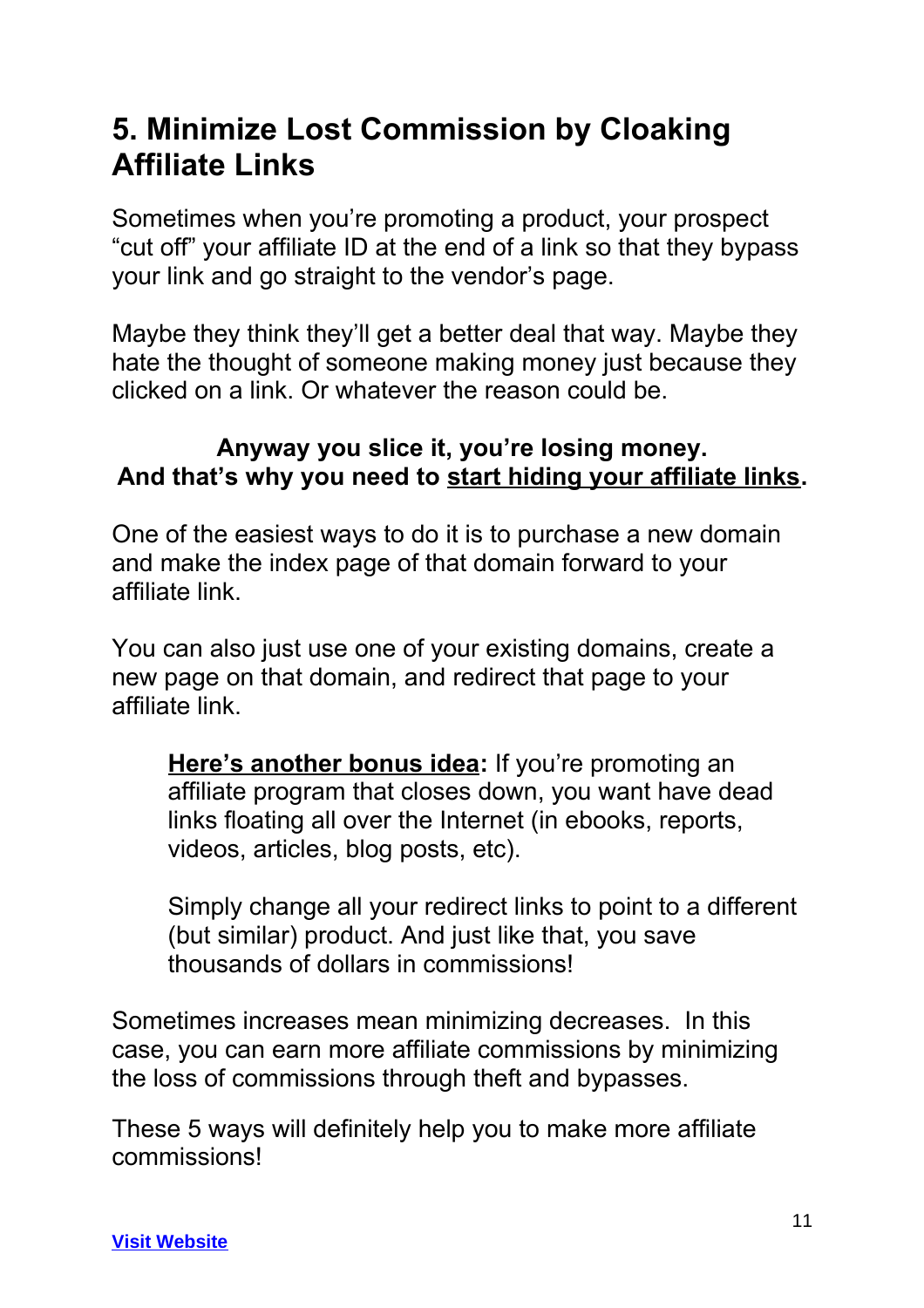## 5. Minimize Lost Commission by Cloaking Affiliate Links

Sometimes when you're promoting a product, your prospect "cut off" your affiliate ID at the end of a link so that they bypass your link and go straight to the vendor's page.

Maybe they think they'll get a better deal that way. Maybe they hate the thought of someone making money just because they clicked on a link. Or whatever the reason could be.

**Anyway you slice it, you're losing money.**
**And that's why you need to <u>start hiding your affiliate links</u>.**

One of the easiest ways to do it is to purchase a new domain and make the index page of that domain forward to your affiliate link.

You can also just use one of your existing domains, create a new page on that domain, and redirect that page to your affiliate link.

> **<u>Here's another bonus idea</u>:** If you're promoting an affiliate program that closes down, you want have dead links floating all over the Internet (in ebooks, reports, videos, articles, blog posts, etc).
>
> Simply change all your redirect links to point to a different (but similar) product. And just like that, you save thousands of dollars in commissions!

Sometimes increases mean minimizing decreases. In this case, you can earn more affiliate commissions by minimizing the loss of commissions through theft and bypasses.

These 5 ways will definitely help you to make more affiliate commissions!

**Visit Website**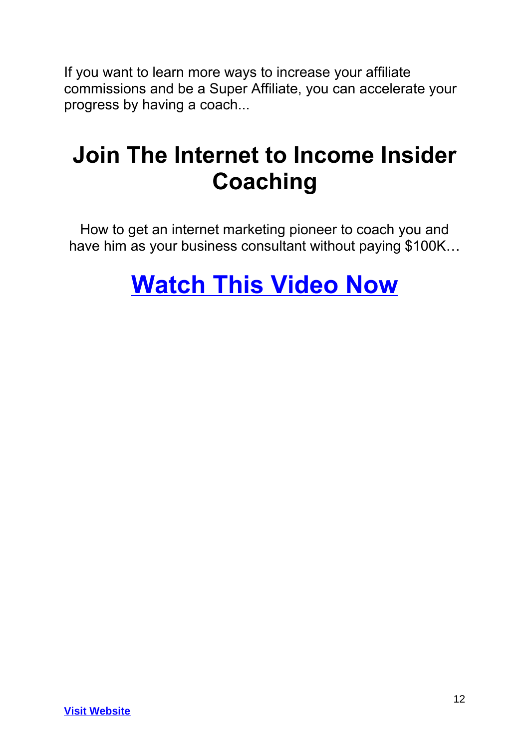If you want to learn more ways to increase your affiliate commissions and be a Super Affiliate, you can accelerate your progress by having a coach...

# Join The Internet to Income Insider Coaching

How to get an internet marketing pioneer to coach you and have him as your business consultant without paying $100K…

## Watch This Video Now

**Visit Website**